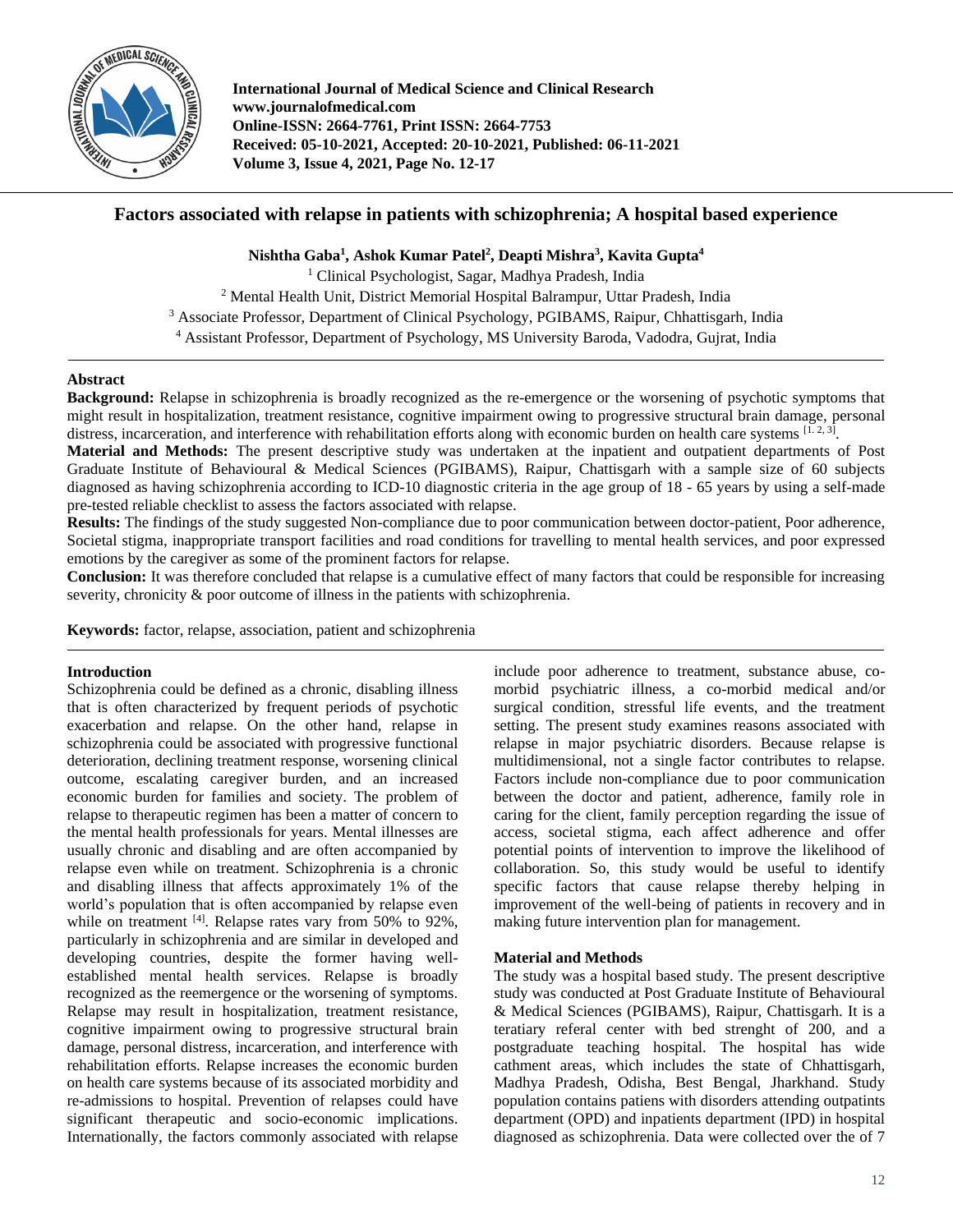International Journal of Medical Science and Clinical Research
www.journalofmedical.com
Online-ISSN: 2664-7761, Print ISSN: 2664-7753
Received: 05-10-2021, Accepted: 20-10-2021, Published: 06-11-2021

# Factors associated with relapse in patients with schizophrenia; A hospital based experience

**Nishtha Gaba[1], Ashok Kumar Patel[2], Deapti Mishra[3], Kavita Gupta[4]**

[1] Clinical Psychologist, Sagar, Madhya Pradesh, India
[2] Mental Health Unit, District Memorial Hospital Balrampur, Uttar Pradesh, India
[3] Associate Professor, Department of Clinical Psychology, PGIBAMS, Raipur, Chhattisgarh, India
[4] Assistant Professor, Department of Psychology, MS University Baroda, Vadodra, Gujrat, India

## Abstract

**Background:** Relapse in schizophrenia is broadly recognized as the re-emergence or the worsening of psychotic symptoms that might result in hospitalization, treatment resistance, cognitive impairment owing to progressive structural brain damage, personal distress, incarceration, and interference with rehabilitation efforts along with economic burden on health care systems [1, 2, 3].

**Material and Methods:** The present descriptive study was undertaken at the inpatient and outpatient departments of Post Graduate Institute of Behavioural & Medical Sciences (PGIBAMS), Raipur, Chattisgarh with a sample size of 60 subjects diagnosed as having schizophrenia according to ICD-10 diagnostic criteria in the age group of 18 - 65 years by using a self-made pre-tested reliable checklist to assess the factors associated with relapse.

**Results:** The findings of the study suggested Non-compliance due to poor communication between doctor-patient, Poor adherence, Societal stigma, inappropriate transport facilities and road conditions for travelling to mental health services, and poor expressed emotions by the caregiver as some of the prominent factors for relapse.

**Conclusion:** It was therefore concluded that relapse is a cumulative effect of many factors that could be responsible for increasing severity, chronicity & poor outcome of illness in the patients with schizophrenia.

**Keywords:** factor, relapse, association, patient and schizophrenia

## Introduction

Schizophrenia could be defined as a chronic, disabling illness that is often characterized by frequent periods of psychotic exacerbation and relapse. On the other hand, relapse in schizophrenia could be associated with progressive functional deterioration, declining treatment response, worsening clinical outcome, escalating caregiver burden, and an increased economic burden for families and society. The problem of relapse to therapeutic regimen has been a matter of concern to the mental health professionals for years. Mental illnesses are usually chronic and disabling and are often accompanied by relapse even while on treatment. Schizophrenia is a chronic and disabling illness that affects approximately 1% of the world's population that is often accompanied by relapse even while on treatment [4]. Relapse rates vary from 50% to 92%, particularly in schizophrenia and are similar in developed and developing countries, despite the former having well-established mental health services. Relapse is broadly recognized as the reemergence or the worsening of symptoms. Relapse may result in hospitalization, treatment resistance, cognitive impairment owing to progressive structural brain damage, personal distress, incarceration, and interference with rehabilitation efforts. Relapse increases the economic burden on health care systems because of its associated morbidity and re-admissions to hospital. Prevention of relapses could have significant therapeutic and socio-economic implications. Internationally, the factors commonly associated with relapse include poor adherence to treatment, substance abuse, co-morbid psychiatric illness, a co-morbid medical and/or surgical condition, stressful life events, and the treatment setting. The present study examines reasons associated with relapse in major psychiatric disorders. Because relapse is multidimensional, not a single factor contributes to relapse. Factors include non-compliance due to poor communication between the doctor and patient, adherence, family role in caring for the client, family perception regarding the issue of access, societal stigma, each affect adherence and offer potential points of intervention to improve the likelihood of collaboration. So, this study would be useful to identify specific factors that cause relapse thereby helping in improvement of the well-being of patients in recovery and in making future intervention plan for management.

## Material and Methods

The study was a hospital based study. The present descriptive study was conducted at Post Graduate Institute of Behavioural & Medical Sciences (PGIBAMS), Raipur, Chattisgarh. It is a teratiary referal center with bed strenght of 200, and a postgraduate teaching hospital. The hospital has wide cathment areas, which includes the state of Chhattisgarh, Madhya Pradesh, Odisha, Best Bengal, Jharkhand. Study population contains patiens with disorders attending outpatints department (OPD) and inpatients department (IPD) in hospital diagnosed as schizophrenia. Data were collected over the of 7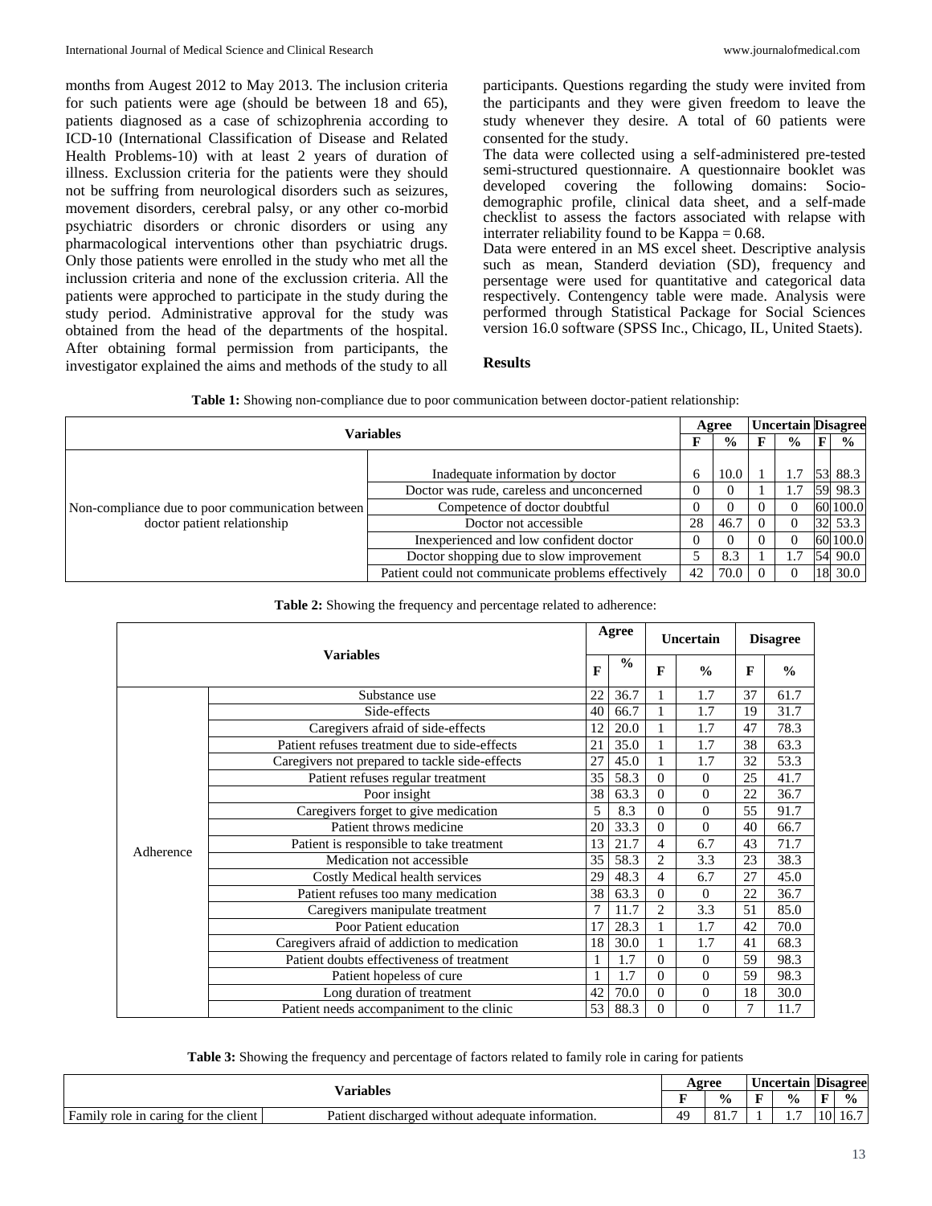months from Augest 2012 to May 2013. The inclusion criteria for such patients were age (should be between 18 and 65), patients diagnosed as a case of schizophrenia according to ICD-10 (International Classification of Disease and Related Health Problems-10) with at least 2 years of duration of illness. Exclussion criteria for the patients were they should not be suffring from neurological disorders such as seizures, movement disorders, cerebral palsy, or any other co-morbid psychiatric disorders or chronic disorders or using any pharmacological interventions other than psychiatric drugs. Only those patients were enrolled in the study who met all the inclussion criteria and none of the exclussion criteria. All the patients were approched to participate in the study during the study period. Administrative approval for the study was obtained from the head of the departments of the hospital. After obtaining formal permission from participants, the investigator explained the aims and methods of the study to all participants. Questions regarding the study were invited from the participants and they were given freedom to leave the study whenever they desire. A total of 60 patients were consented for the study.

The data were collected using a self-administered pre-tested semi-structured questionnaire. A questionnaire booklet was developed covering the following domains: Socio-demographic profile, clinical data sheet, and a self-made checklist to assess the factors associated with relapse with interrater reliability found to be Kappa = 0.68.

Data were entered in an MS excel sheet. Descriptive analysis such as mean, Standerd deviation (SD), frequency and persentage were used for quantitative and categorical data respectively. Contengency table were made. Analysis were performed through Statistical Package for Social Sciences version 16.0 software (SPSS Inc., Chicago, IL, United Staets).

## Results

**Table 1:** Showing non-compliance due to poor communication between doctor-patient relationship:

| Variables | | Agree | | Uncertain | | Disagree | |
|---|---|---|---|---|---|---|---|
| | | F | % | F | % | F | % |
| Non-compliance due to poor communication between doctor patient relationship | Inadequate information by doctor | 6 | 10.0 | 1 | 1.7 | 53 | 88.3 |
| | Doctor was rude, careless and unconcerned | 0 | 0 | 1 | 1.7 | 59 | 98.3 |
| | Competence of doctor doubtful | 0 | 0 | 0 | 0 | 60 | 100.0 |
| | Doctor not accessible | 28 | 46.7 | 0 | 0 | 32 | 53.3 |
| | Inexperienced and low confident doctor | 0 | 0 | 0 | 0 | 60 | 100.0 |
| | Doctor shopping due to slow improvement | 5 | 8.3 | 1 | 1.7 | 54 | 90.0 |
| | Patient could not communicate problems effectively | 42 | 70.0 | 0 | 0 | 18 | 30.0 |

**Table 2:** Showing the frequency and percentage related to adherence:

| Variables | | Agree | | Uncertain | | Disagree | |
|---|---|---|---|---|---|---|---|
| | | F | % | F | % | F | % |
| Adherence | Substance use | 22 | 36.7 | 1 | 1.7 | 37 | 61.7 |
| | Side-effects | 40 | 66.7 | 1 | 1.7 | 19 | 31.7 |
| | Caregivers afraid of side-effects | 12 | 20.0 | 1 | 1.7 | 47 | 78.3 |
| | Patient refuses treatment due to side-effects | 21 | 35.0 | 1 | 1.7 | 38 | 63.3 |
| | Caregivers not prepared to tackle side-effects | 27 | 45.0 | 1 | 1.7 | 32 | 53.3 |
| | Patient refuses regular treatment | 35 | 58.3 | 0 | 0 | 25 | 41.7 |
| | Poor insight | 38 | 63.3 | 0 | 0 | 22 | 36.7 |
| | Caregivers forget to give medication | 5 | 8.3 | 0 | 0 | 55 | 91.7 |
| | Patient throws medicine | 20 | 33.3 | 0 | 0 | 40 | 66.7 |
| | Patient is responsible to take treatment | 13 | 21.7 | 4 | 6.7 | 43 | 71.7 |
| | Medication not accessible | 35 | 58.3 | 2 | 3.3 | 23 | 38.3 |
| | Costly Medical health services | 29 | 48.3 | 4 | 6.7 | 27 | 45.0 |
| | Patient refuses too many medication | 38 | 63.3 | 0 | 0 | 22 | 36.7 |
| | Caregivers manipulate treatment | 7 | 11.7 | 2 | 3.3 | 51 | 85.0 |
| | Poor Patient education | 17 | 28.3 | 1 | 1.7 | 42 | 70.0 |
| | Caregivers afraid of addiction to medication | 18 | 30.0 | 1 | 1.7 | 41 | 68.3 |
| | Patient doubts effectiveness of treatment | 1 | 1.7 | 0 | 0 | 59 | 98.3 |
| | Patient hopeless of cure | 1 | 1.7 | 0 | 0 | 59 | 98.3 |
| | Long duration of treatment | 42 | 70.0 | 0 | 0 | 18 | 30.0 |
| | Patient needs accompaniment to the clinic | 53 | 88.3 | 0 | 0 | 7 | 11.7 |

**Table 3:** Showing the frequency and percentage of factors related to family role in caring for patients

| Variables | | Agree | | Uncertain | | Disagree | |
|---|---|---|---|---|---|---|---|
| | | F | % | F | % | F | % |
| Family role in caring for the client | Patient discharged without adequate information. | 49 | 81.7 | 1 | 1.7 | 10 | 16.7 |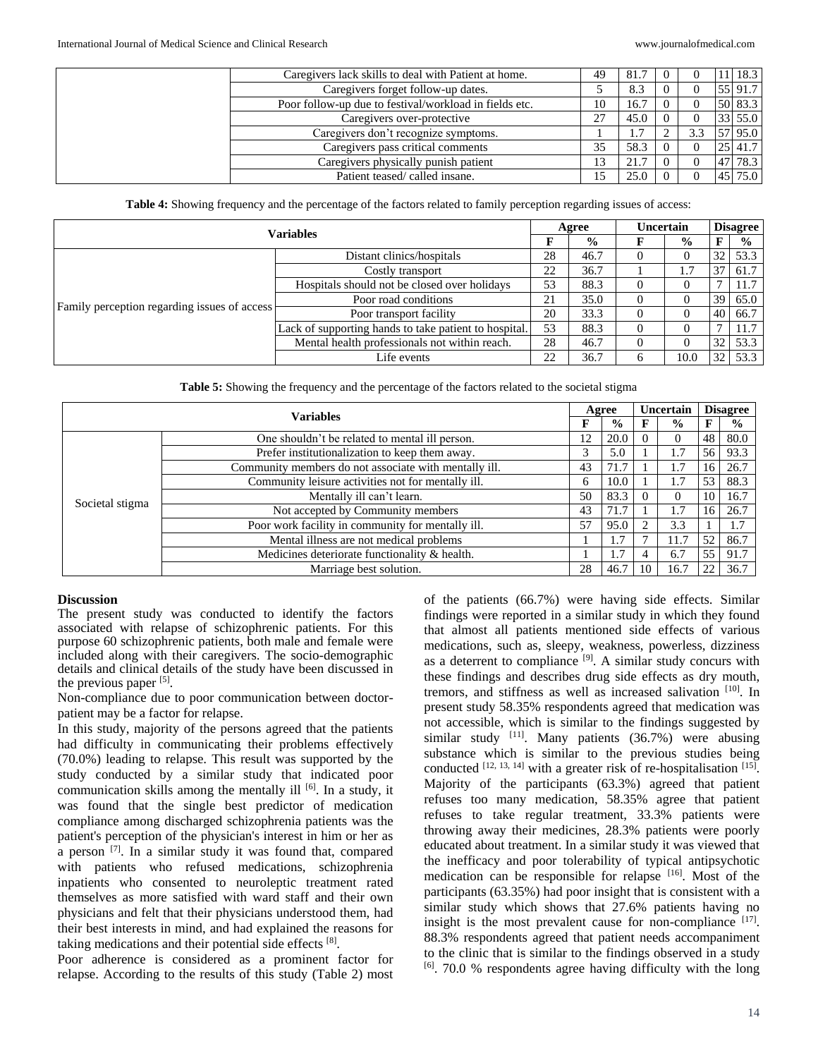| | | | | | | | |
|---|---|---|---|---|---|---|---|
| | Caregivers lack skills to deal with Patient at home. | 49 | 81.7 | 0 | 0 | 11 | 18.3 |
| | Caregivers forget follow-up dates. | 5 | 8.3 | 0 | 0 | 55 | 91.7 |
| | Poor follow-up due to festival/workload in fields etc. | 10 | 16.7 | 0 | 0 | 50 | 83.3 |
| | Caregivers over-protective | 27 | 45.0 | 0 | 0 | 33 | 55.0 |
| | Caregivers don't recognize symptoms. | 1 | 1.7 | 2 | 3.3 | 57 | 95.0 |
| | Caregivers pass critical comments | 35 | 58.3 | 0 | 0 | 25 | 41.7 |
| | Caregivers physically punish patient | 13 | 21.7 | 0 | 0 | 47 | 78.3 |
| | Patient teased/ called insane. | 15 | 25.0 | 0 | 0 | 45 | 75.0 |

**Table 4:** Showing frequency and the percentage of the factors related to family perception regarding issues of access:

| Variables | | Agree | | Uncertain | | Disagree | |
|---|---|---|---|---|---|---|---|
| | | F | % | F | % | F | % |
| Family perception regarding issues of access | Distant clinics/hospitals | 28 | 46.7 | 0 | 0 | 32 | 53.3 |
| | Costly transport | 22 | 36.7 | 1 | 1.7 | 37 | 61.7 |
| | Hospitals should not be closed over holidays | 53 | 88.3 | 0 | 0 | 7 | 11.7 |
| | Poor road conditions | 21 | 35.0 | 0 | 0 | 39 | 65.0 |
| | Poor transport facility | 20 | 33.3 | 0 | 0 | 40 | 66.7 |
| | Lack of supporting hands to take patient to hospital. | 53 | 88.3 | 0 | 0 | 7 | 11.7 |
| | Mental health professionals not within reach. | 28 | 46.7 | 0 | 0 | 32 | 53.3 |
| | Life events | 22 | 36.7 | 6 | 10.0 | 32 | 53.3 |

**Table 5:** Showing the frequency and the percentage of the factors related to the societal stigma

| Variables | | Agree | | Uncertain | | Disagree | |
|---|---|---|---|---|---|---|---|
| | | F | % | F | % | F | % |
| Societal stigma | One shouldn't be related to mental ill person. | 12 | 20.0 | 0 | 0 | 48 | 80.0 |
| | Prefer institutionalization to keep them away. | 3 | 5.0 | 1 | 1.7 | 56 | 93.3 |
| | Community members do not associate with mentally ill. | 43 | 71.7 | 1 | 1.7 | 16 | 26.7 |
| | Community leisure activities not for mentally ill. | 6 | 10.0 | 1 | 1.7 | 53 | 88.3 |
| | Mentally ill can't learn. | 50 | 83.3 | 0 | 0 | 10 | 16.7 |
| | Not accepted by Community members | 43 | 71.7 | 1 | 1.7 | 16 | 26.7 |
| | Poor work facility in community for mentally ill. | 57 | 95.0 | 2 | 3.3 | 1 | 1.7 |
| | Mental illness are not medical problems | 1 | 1.7 | 7 | 11.7 | 52 | 86.7 |
| | Medicines deteriorate functionality & health. | 1 | 1.7 | 4 | 6.7 | 55 | 91.7 |
| | Marriage best solution. | 28 | 46.7 | 10 | 16.7 | 22 | 36.7 |

## Discussion

The present study was conducted to identify the factors associated with relapse of schizophrenic patients. For this purpose 60 schizophrenic patients, both male and female were included along with their caregivers. The socio-demographic details and clinical details of the study have been discussed in the previous paper [5].

Non-compliance due to poor communication between doctor-patient may be a factor for relapse.

In this study, majority of the persons agreed that the patients had difficulty in communicating their problems effectively (70.0%) leading to relapse. This result was supported by the study conducted by a similar study that indicated poor communication skills among the mentally ill [6]. In a study, it was found that the single best predictor of medication compliance among discharged schizophrenia patients was the patient's perception of the physician's interest in him or her as a person [7]. In a similar study it was found that, compared with patients who refused medications, schizophrenia inpatients who consented to neuroleptic treatment rated themselves as more satisfied with ward staff and their own physicians and felt that their physicians understood them, had their best interests in mind, and had explained the reasons for taking medications and their potential side effects [8].

Poor adherence is considered as a prominent factor for relapse. According to the results of this study (Table 2) most of the patients (66.7%) were having side effects. Similar findings were reported in a similar study in which they found that almost all patients mentioned side effects of various medications, such as, sleepy, weakness, powerless, dizziness as a deterrent to compliance [9]. A similar study concurs with these findings and describes drug side effects as dry mouth, tremors, and stiffness as well as increased salivation [10]. In present study 58.35% respondents agreed that medication was not accessible, which is similar to the findings suggested by similar study [11]. Many patients (36.7%) were abusing substance which is similar to the previous studies being conducted [12, 13, 14] with a greater risk of re-hospitalisation [15]. Majority of the participants (63.3%) agreed that patient refuses too many medication, 58.35% agree that patient refuses to take regular treatment, 33.3% patients were throwing away their medicines, 28.3% patients were poorly educated about treatment. In a similar study it was viewed that the inefficacy and poor tolerability of typical antipsychotic medication can be responsible for relapse [16]. Most of the participants (63.35%) had poor insight that is consistent with a similar study which shows that 27.6% patients having no insight is the most prevalent cause for non-compliance [17]. 88.3% respondents agreed that patient needs accompaniment to the clinic that is similar to the findings observed in a study [6]. 70.0 % respondents agree having difficulty with the long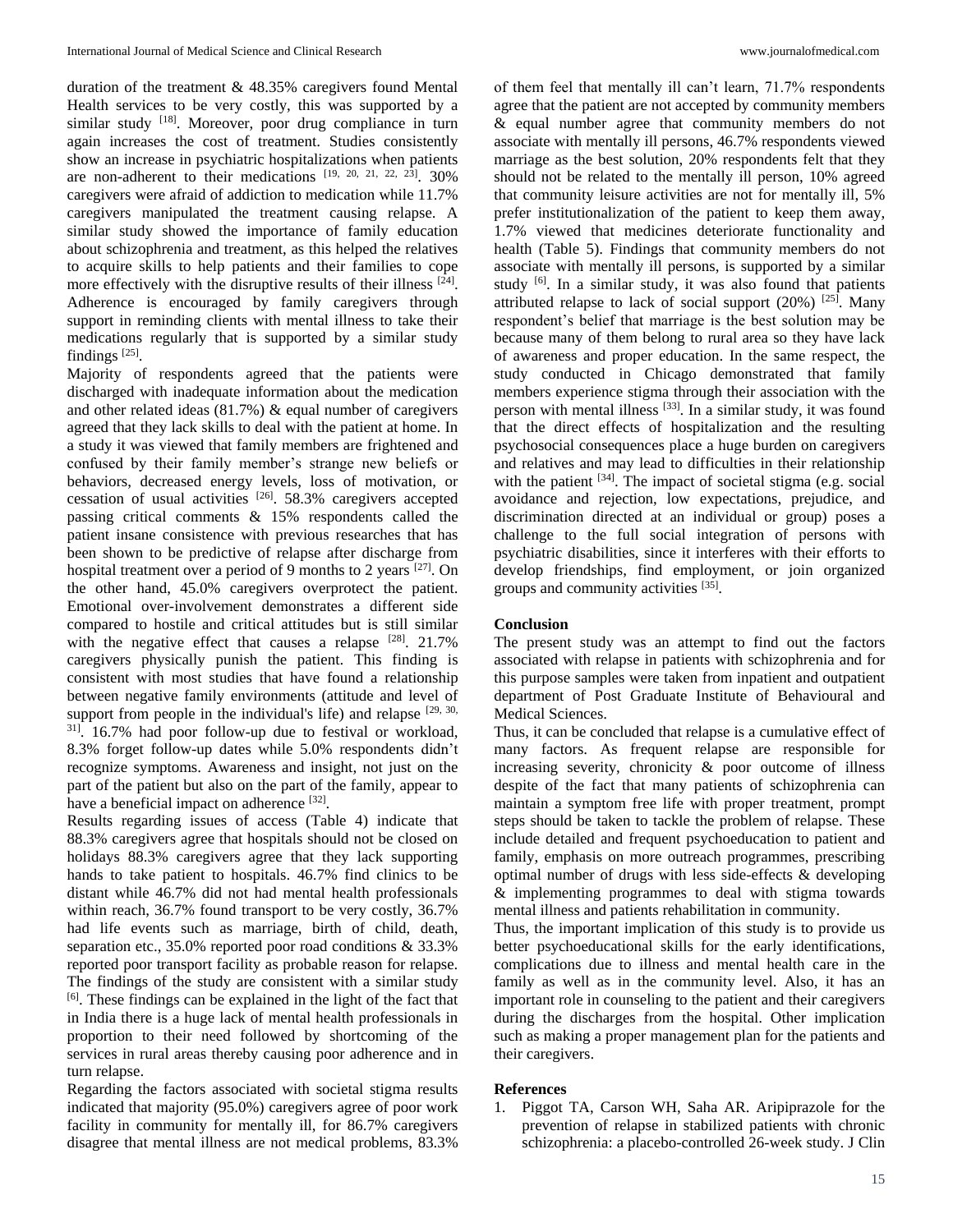duration of the treatment & 48.35% caregivers found Mental Health services to be very costly, this was supported by a similar study [18]. Moreover, poor drug compliance in turn again increases the cost of treatment. Studies consistently show an increase in psychiatric hospitalizations when patients are non-adherent to their medications [19, 20, 21, 22, 23]. 30% caregivers were afraid of addiction to medication while 11.7% caregivers manipulated the treatment causing relapse. A similar study showed the importance of family education about schizophrenia and treatment, as this helped the relatives to acquire skills to help patients and their families to cope more effectively with the disruptive results of their illness [24]. Adherence is encouraged by family caregivers through support in reminding clients with mental illness to take their medications regularly that is supported by a similar study findings [25].

Majority of respondents agreed that the patients were discharged with inadequate information about the medication and other related ideas (81.7%) & equal number of caregivers agreed that they lack skills to deal with the patient at home. In a study it was viewed that family members are frightened and confused by their family member's strange new beliefs or behaviors, decreased energy levels, loss of motivation, or cessation of usual activities [26]. 58.3% caregivers accepted passing critical comments & 15% respondents called the patient insane consistence with previous researches that has been shown to be predictive of relapse after discharge from hospital treatment over a period of 9 months to 2 years [27]. On the other hand, 45.0% caregivers overprotect the patient. Emotional over-involvement demonstrates a different side compared to hostile and critical attitudes but is still similar with the negative effect that causes a relapse [28]. 21.7% caregivers physically punish the patient. This finding is consistent with most studies that have found a relationship between negative family environments (attitude and level of support from people in the individual's life) and relapse [29, 30, 31]. 16.7% had poor follow-up due to festival or workload, 8.3% forget follow-up dates while 5.0% respondents didn't recognize symptoms. Awareness and insight, not just on the part of the patient but also on the part of the family, appear to have a beneficial impact on adherence [32].

Results regarding issues of access (Table 4) indicate that 88.3% caregivers agree that hospitals should not be closed on holidays 88.3% caregivers agree that they lack supporting hands to take patient to hospitals. 46.7% find clinics to be distant while 46.7% did not had mental health professionals within reach, 36.7% found transport to be very costly, 36.7% had life events such as marriage, birth of child, death, separation etc., 35.0% reported poor road conditions & 33.3% reported poor transport facility as probable reason for relapse. The findings of the study are consistent with a similar study [6]. These findings can be explained in the light of the fact that in India there is a huge lack of mental health professionals in proportion to their need followed by shortcoming of the services in rural areas thereby causing poor adherence and in turn relapse.

Regarding the factors associated with societal stigma results indicated that majority (95.0%) caregivers agree of poor work facility in community for mentally ill, for 86.7% caregivers disagree that mental illness are not medical problems, 83.3% of them feel that mentally ill can't learn, 71.7% respondents agree that the patient are not accepted by community members & equal number agree that community members do not associate with mentally ill persons, 46.7% respondents viewed marriage as the best solution, 20% respondents felt that they should not be related to the mentally ill person, 10% agreed that community leisure activities are not for mentally ill, 5% prefer institutionalization of the patient to keep them away, 1.7% viewed that medicines deteriorate functionality and health (Table 5). Findings that community members do not associate with mentally ill persons, is supported by a similar study [6]. In a similar study, it was also found that patients attributed relapse to lack of social support (20%) [25]. Many respondent's belief that marriage is the best solution may be because many of them belong to rural area so they have lack of awareness and proper education. In the same respect, the study conducted in Chicago demonstrated that family members experience stigma through their association with the person with mental illness [33]. In a similar study, it was found that the direct effects of hospitalization and the resulting psychosocial consequences place a huge burden on caregivers and relatives and may lead to difficulties in their relationship with the patient [34]. The impact of societal stigma (e.g. social avoidance and rejection, low expectations, prejudice, and discrimination directed at an individual or group) poses a challenge to the full social integration of persons with psychiatric disabilities, since it interferes with their efforts to develop friendships, find employment, or join organized groups and community activities [35].

## Conclusion

The present study was an attempt to find out the factors associated with relapse in patients with schizophrenia and for this purpose samples were taken from inpatient and outpatient department of Post Graduate Institute of Behavioural and Medical Sciences.

Thus, it can be concluded that relapse is a cumulative effect of many factors. As frequent relapse are responsible for increasing severity, chronicity & poor outcome of illness despite of the fact that many patients of schizophrenia can maintain a symptom free life with proper treatment, prompt steps should be taken to tackle the problem of relapse. These include detailed and frequent psychoeducation to patient and family, emphasis on more outreach programmes, prescribing optimal number of drugs with less side-effects & developing & implementing programmes to deal with stigma towards mental illness and patients rehabilitation in community.

Thus, the important implication of this study is to provide us better psychoeducational skills for the early identifications, complications due to illness and mental health care in the family as well as in the community level. Also, it has an important role in counseling to the patient and their caregivers during the discharges from the hospital. Other implication such as making a proper management plan for the patients and their caregivers.

## References

1. Piggot TA, Carson WH, Saha AR. Aripiprazole for the prevention of relapse in stabilized patients with chronic schizophrenia: a placebo-controlled 26-week study. J Clin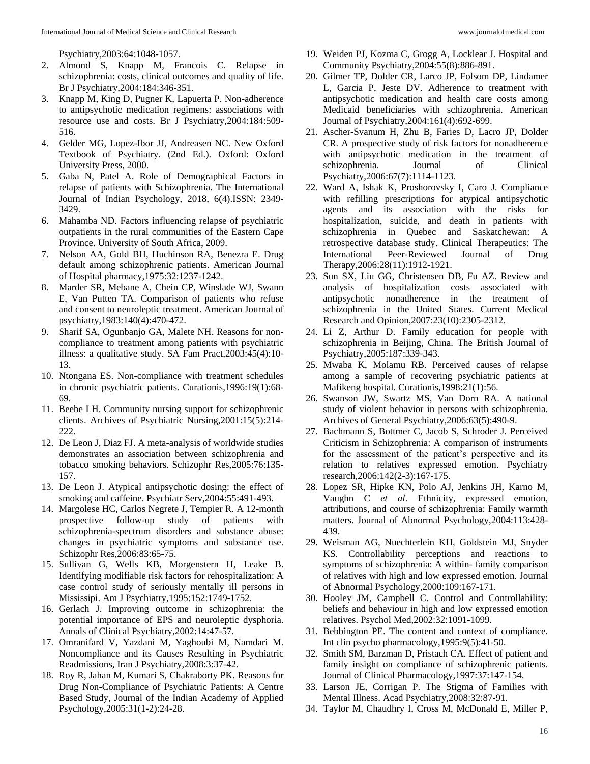Psychiatry,2003:64:1048-1057.

2. Almond S, Knapp M, Francois C. Relapse in schizophrenia: costs, clinical outcomes and quality of life. Br J Psychiatry,2004:184:346-351.
3. Knapp M, King D, Pugner K, Lapuerta P. Non-adherence to antipsychotic medication regimens: associations with resource use and costs. Br J Psychiatry,2004:184:509-516.
4. Gelder MG, Lopez-Ibor JJ, Andreasen NC. New Oxford Textbook of Psychiatry. (2nd Ed.). Oxford: Oxford University Press, 2000.
5. Gaba N, Patel A. Role of Demographical Factors in relapse of patients with Schizophrenia. The International Journal of Indian Psychology, 2018, 6(4).ISSN: 2349-3429.
6. Mahamba ND. Factors influencing relapse of psychiatric outpatients in the rural communities of the Eastern Cape Province. University of South Africa, 2009.
7. Nelson AA, Gold BH, Huchinson RA, Benezra E. Drug default among schizophrenic patients. American Journal of Hospital pharmacy,1975:32:1237-1242.
8. Marder SR, Mebane A, Chein CP, Winslade WJ, Swann E, Van Putten TA. Comparison of patients who refuse and consent to neuroleptic treatment. American Journal of psychiatry,1983:140(4):470-472.
9. Sharif SA, Ogunbanjo GA, Malete NH. Reasons for non-compliance to treatment among patients with psychiatric illness: a qualitative study. SA Fam Pract,2003:45(4):10-13.
10. Ntongana ES. Non-compliance with treatment schedules in chronic psychiatric patients. Curationis,1996:19(1):68-69.
11. Beebe LH. Community nursing support for schizophrenic clients. Archives of Psychiatric Nursing,2001:15(5):214-222.
12. De Leon J, Diaz FJ. A meta-analysis of worldwide studies demonstrates an association between schizophrenia and tobacco smoking behaviors. Schizophr Res,2005:76:135-157.
13. De Leon J. Atypical antipsychotic dosing: the effect of smoking and caffeine. Psychiatr Serv,2004:55:491-493.
14. Margolese HC, Carlos Negrete J, Tempier R. A 12-month prospective follow-up study of patients with schizophrenia-spectrum disorders and substance abuse: changes in psychiatric symptoms and substance use. Schizophr Res,2006:83:65-75.
15. Sullivan G, Wells KB, Morgenstern H, Leake B. Identifying modifiable risk factors for rehospitalization: A case control study of seriously mentally ill persons in Mississipi. Am J Psychiatry,1995:152:1749-1752.
16. Gerlach J. Improving outcome in schizophrenia: the potential importance of EPS and neuroleptic dysphoria. Annals of Clinical Psychiatry,2002:14:47-57.
17. Omranifard V, Yazdani M, Yaghoubi M, Namdari M. Noncompliance and its Causes Resulting in Psychiatric Readmissions, Iran J Psychiatry,2008:3:37-42.
18. Roy R, Jahan M, Kumari S, Chakraborty PK. Reasons for Drug Non-Compliance of Psychiatric Patients: A Centre Based Study, Journal of the Indian Academy of Applied Psychology,2005:31(1-2):24-28.
19. Weiden PJ, Kozma C, Grogg A, Locklear J. Hospital and Community Psychiatry,2004:55(8):886-891.
20. Gilmer TP, Dolder CR, Larco JP, Folsom DP, Lindamer L, Garcia P, Jeste DV. Adherence to treatment with antipsychotic medication and health care costs among Medicaid beneficiaries with schizophrenia. American Journal of Psychiatry,2004:161(4):692-699.
21. Ascher-Svanum H, Zhu B, Faries D, Lacro JP, Dolder CR. A prospective study of risk factors for nonadherence with antipsychotic medication in the treatment of schizophrenia. Journal of Clinical Psychiatry,2006:67(7):1114-1123.
22. Ward A, Ishak K, Proshorovsky I, Caro J. Compliance with refilling prescriptions for atypical antipsychotic agents and its association with the risks for hospitalization, suicide, and death in patients with schizophrenia in Quebec and Saskatchewan: A retrospective database study. Clinical Therapeutics: The International Peer-Reviewed Journal of Drug Therapy,2006:28(11):1912-1921.
23. Sun SX, Liu GG, Christensen DB, Fu AZ. Review and analysis of hospitalization costs associated with antipsychotic nonadherence in the treatment of schizophrenia in the United States. Current Medical Research and Opinion,2007:23(10):2305-2312.
24. Li Z, Arthur D. Family education for people with schizophrenia in Beijing, China. The British Journal of Psychiatry,2005:187:339-343.
25. Mwaba K, Molamu RB. Perceived causes of relapse among a sample of recovering psychiatric patients at Mafikeng hospital. Curationis,1998:21(1):56.
26. Swanson JW, Swartz MS, Van Dorn RA. A national study of violent behavior in persons with schizophrenia. Archives of General Psychiatry,2006:63(5):490-9.
27. Bachmann S, Bottmer C, Jacob S, Schroder J. Perceived Criticism in Schizophrenia: A comparison of instruments for the assessment of the patient's perspective and its relation to relatives expressed emotion. Psychiatry research,2006:142(2-3):167-175.
28. Lopez SR, Hipke KN, Polo AJ, Jenkins JH, Karno M, Vaughn C *et al*. Ethnicity, expressed emotion, attributions, and course of schizophrenia: Family warmth matters. Journal of Abnormal Psychology,2004:113:428-439.
29. Weisman AG, Nuechterlein KH, Goldstein MJ, Snyder KS. Controllability perceptions and reactions to symptoms of schizophrenia: A within- family comparison of relatives with high and low expressed emotion. Journal of Abnormal Psychology,2000:109:167-171.
30. Hooley JM, Campbell C. Control and Controllability: beliefs and behaviour in high and low expressed emotion relatives. Psychol Med,2002:32:1091-1099.
31. Bebbington PE. The content and context of compliance. Int clin psycho pharmacology,1995:9(5):41-50.
32. Smith SM, Barzman D, Pristach CA. Effect of patient and family insight on compliance of schizophrenic patients. Journal of Clinical Pharmacology,1997:37:147-154.
33. Larson JE, Corrigan P. The Stigma of Families with Mental Illness. Acad Psychiatry,2008:32:87-91.
34. Taylor M, Chaudhry I, Cross M, McDonald E, Miller P,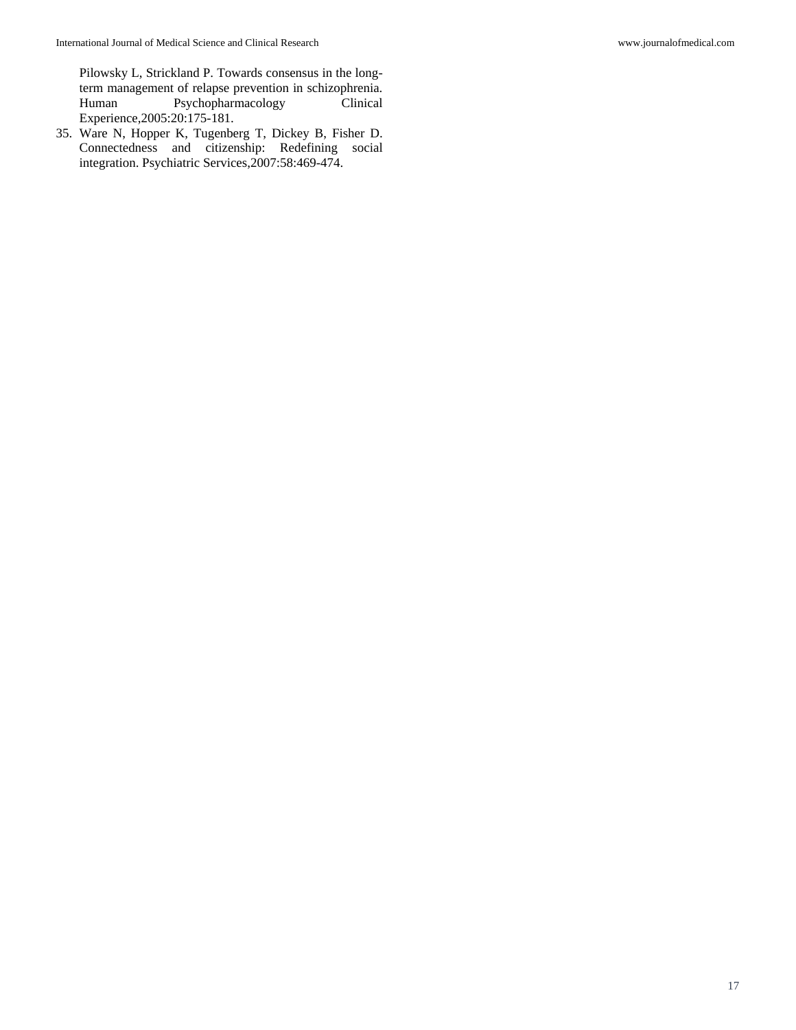Pilowsky L, Strickland P. Towards consensus in the long-term management of relapse prevention in schizophrenia. Human Psychopharmacology Clinical Experience,2005:20:175-181.

35. Ware N, Hopper K, Tugenberg T, Dickey B, Fisher D. Connectedness and citizenship: Redefining social integration. Psychiatric Services,2007:58:469-474.